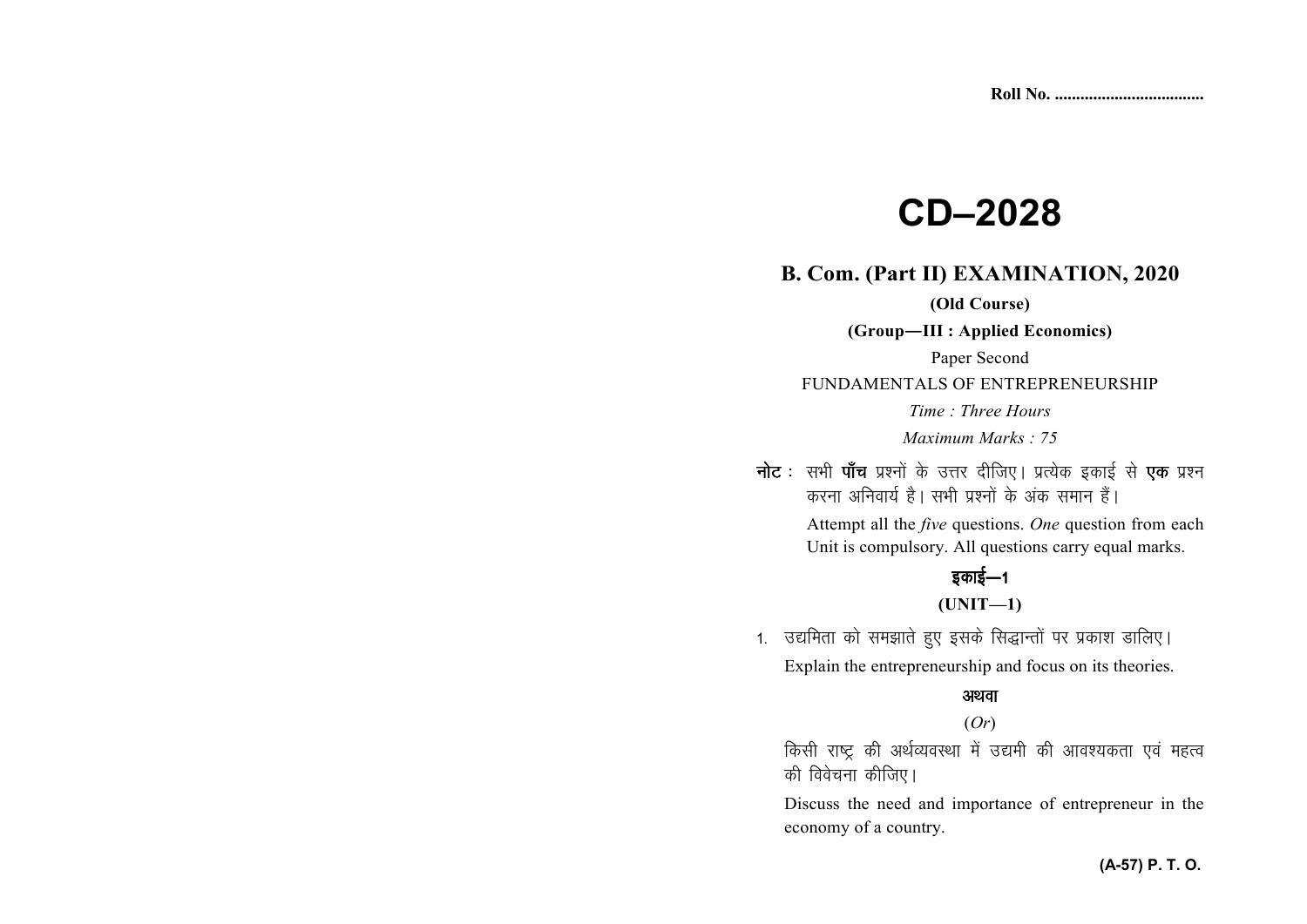Roll No. ...................................

# CD–2028

## B. Com. (Part II) EXAMINATION, 2020

**(Old Course)**

**(Group—III : Applied Economics)**

Paper Second

FUNDAMENTALS OF ENTREPRENEURSHIP

*Time : Three Hours*

*Maximum Marks : 75*

**नोट :** सभी **पाँच** प्रश्नों के उत्तर दीजिए। प्रत्येक इकाई से **एक** प्रश्न करना अनिवार्य है। सभी प्रश्नों के अंक समान हैं।

Attempt all the *five* questions. *One* question from each Unit is compulsory. All questions carry equal marks.

### इकाई—1

### (UNIT—1)

1. उद्यमिता को समझाते हुए इसके सिद्धान्तों पर प्रकाश डालिए।

   Explain the entrepreneurship and focus on its theories.

   अथवा

   (*Or*)

   किसी राष्ट्र की अर्थव्यवस्था में उद्यमी की आवश्यकता एवं महत्व की विवेचना कीजिए।

   Discuss the need and importance of entrepreneur in the economy of a country.

**(A-57) P. T. O.**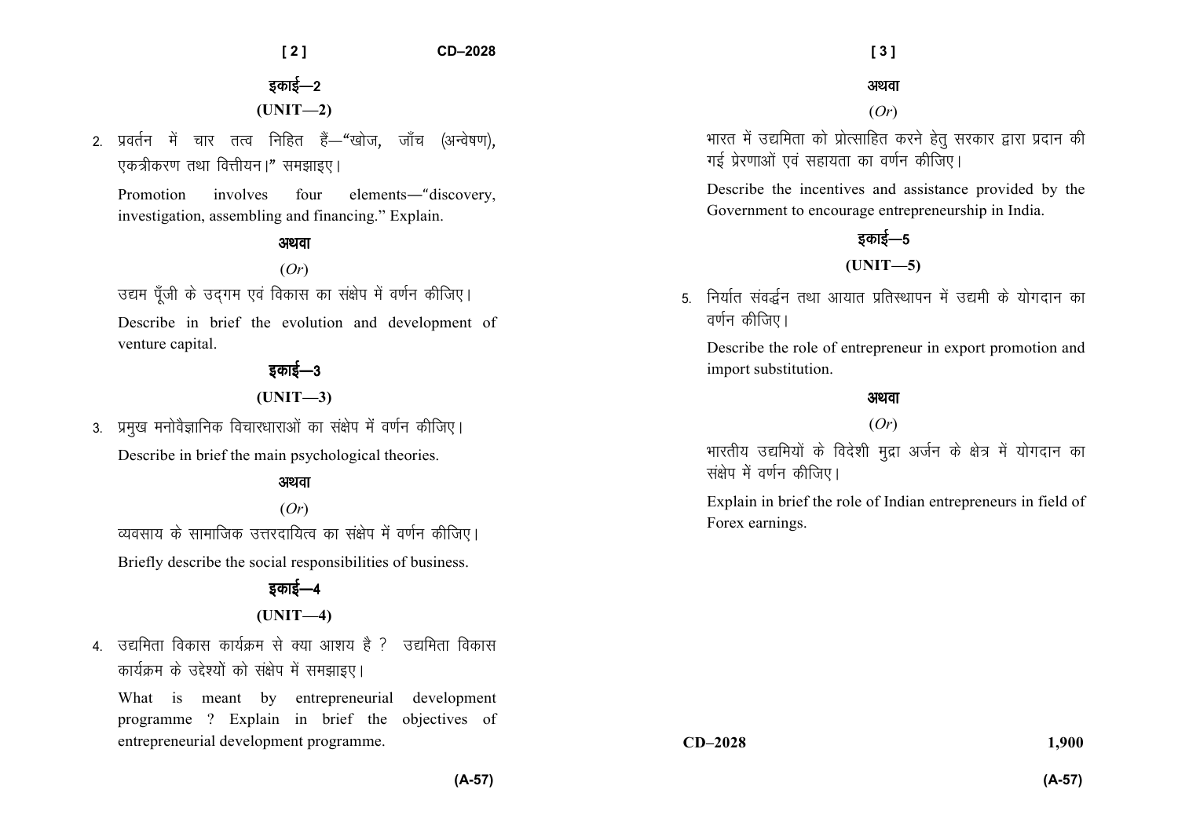## इकाई—2

## (UNIT—2)

2. प्रवर्तन में चार तत्व निहित हैं—"खोज, जाँच (अन्वेषण), एकत्रीकरण तथा वित्तीयन।" समझाइए।

Promotion involves four elements—"discovery, investigation, assembling and financing." Explain.

अथवा

(*Or*)

उद्यम पूँजी के उद्गम एवं विकास का संक्षेप में वर्णन कीजिए।

Describe in brief the evolution and development of venture capital.

## इकाई—3

## (UNIT—3)

3. प्रमुख मनोवैज्ञानिक विचारधाराओं का संक्षेप में वर्णन कीजिए।

Describe in brief the main psychological theories.

अथवा

(*Or*)

व्यवसाय के सामाजिक उत्तरदायित्व का संक्षेप में वर्णन कीजिए।

Briefly describe the social responsibilities of business.

## इकाई—4

## (UNIT—4)

4. उद्यमिता विकास कार्यक्रम से क्या आशय है ? उद्यमिता विकास कार्यक्रम के उद्देश्यों को संक्षेप में समझाइए।

What is meant by entrepreneurial development programme ? Explain in brief the objectives of entrepreneurial development programme.

अथवा

(*Or*)

भारत में उद्यमिता को प्रोत्साहित करने हेतु सरकार द्वारा प्रदान की गई प्रेरणाओं एवं सहायता का वर्णन कीजिए।

Describe the incentives and assistance provided by the Government to encourage entrepreneurship in India.

## इकाई—5

## (UNIT—5)

5. निर्यात संवर्द्धन तथा आयात प्रतिस्थापन में उद्यमी के योगदान का वर्णन कीजिए।

Describe the role of entrepreneur in export promotion and import substitution.

अथवा

(*Or*)

भारतीय उद्यमियों के विदेशी मुद्रा अर्जन के क्षेत्र में योगदान का संक्षेप में वर्णन कीजिए।

Explain in brief the role of Indian entrepreneurs in field of Forex earnings.

CD–2028 1,900